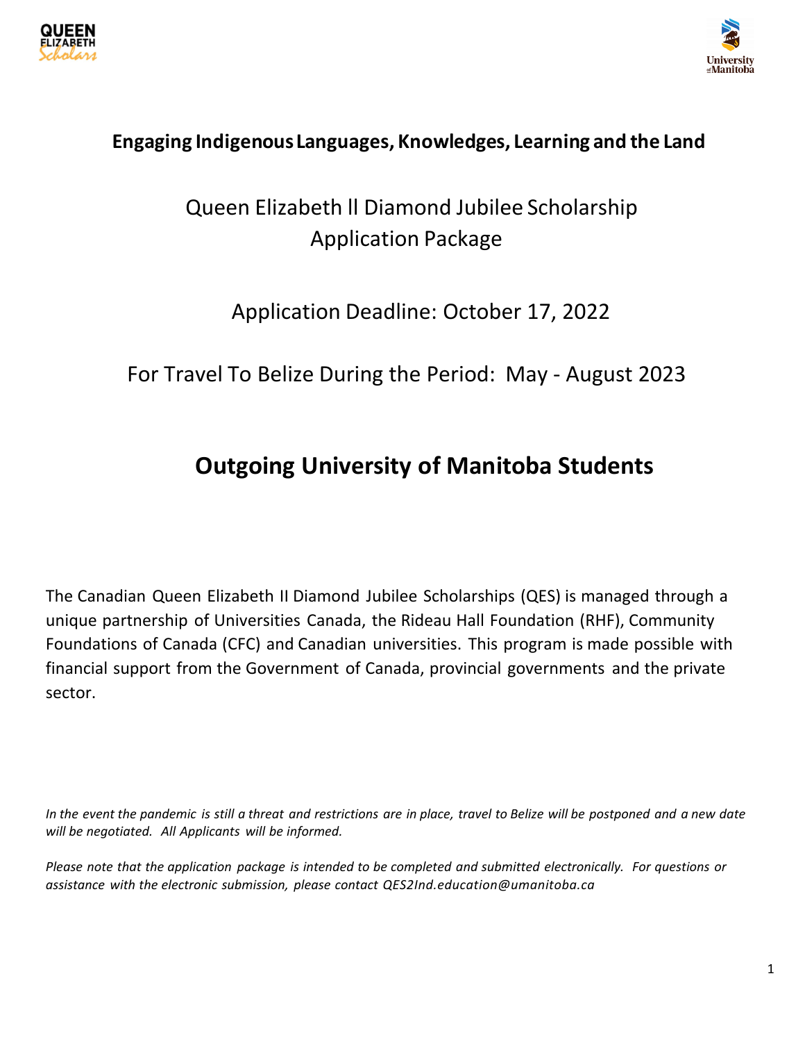**Engaging Indigenous Languages, Knowledges, Learning and the Land**

# Queen Elizabeth ll Diamond Jubilee Scholarship Application Package

## Application Deadline: October 17, 2022

## For Travel To Belize During the Period: May - August 2023

# Outgoing University of Manitoba Students

The Canadian Queen Elizabeth II Diamond Jubilee Scholarships (QES) is managed through a unique partnership of Universities Canada, the Rideau Hall Foundation (RHF), Community Foundations of Canada (CFC) and Canadian universities. This program is made possible with financial support from the Government of Canada, provincial governments and the private sector.

*In the event the pandemic is still a threat and restrictions are in place, travel to Belize will be postponed and a new date will be negotiated. All Applicants will be informed.*

*Please note that the application package is intended to be completed and submitted electronically. For questions or assistance with the electronic submission, please contact QES2Ind.education@umanitoba.ca*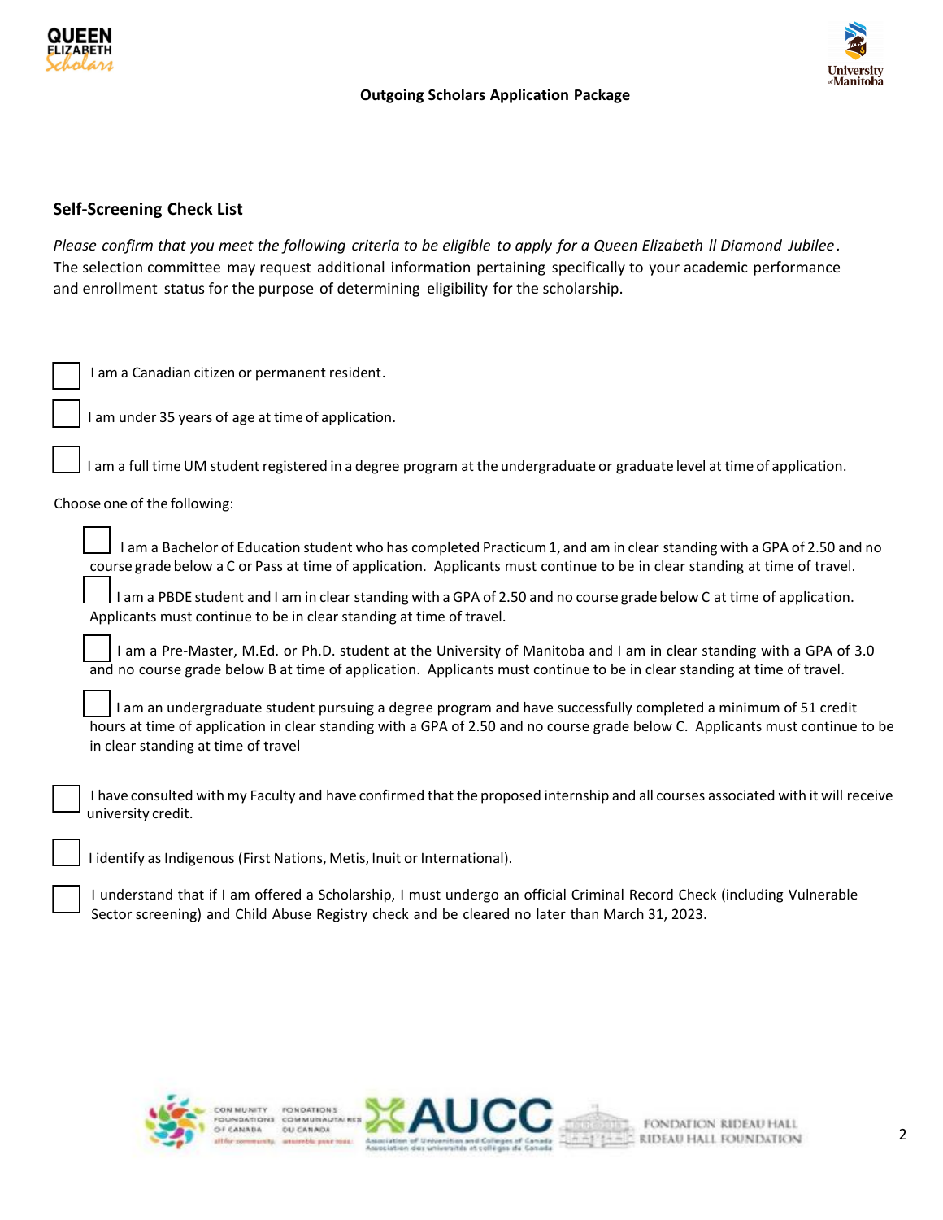**Outgoing Scholars Application Package**

## Self-Screening Check List

*Please confirm that you meet the following criteria to be eligible to apply for a Queen Elizabeth ll Diamond Jubilee.* The selection committee may request additional information pertaining specifically to your academic performance and enrollment status for the purpose of determining eligibility for the scholarship.

- ☐ I am a Canadian citizen or permanent resident.
- ☐ I am under 35 years of age at time of application.
- ☐ I am a full time UM student registered in a degree program at the undergraduate or graduate level at time of application.

Choose one of the following:

- ☐ I am a Bachelor of Education student who has completed Practicum 1, and am in clear standing with a GPA of 2.50 and no course grade below a C or Pass at time of application. Applicants must continue to be in clear standing at time of travel.
- ☐ I am a PBDE student and I am in clear standing with a GPA of 2.50 and no course grade below C at time of application. Applicants must continue to be in clear standing at time of travel.
- ☐ I am a Pre-Master, M.Ed. or Ph.D. student at the University of Manitoba and I am in clear standing with a GPA of 3.0 and no course grade below B at time of application. Applicants must continue to be in clear standing at time of travel.
- ☐ I am an undergraduate student pursuing a degree program and have successfully completed a minimum of 51 credit hours at time of application in clear standing with a GPA of 2.50 and no course grade below C. Applicants must continue to be in clear standing at time of travel

- ☐ I have consulted with my Faculty and have confirmed that the proposed internship and all courses associated with it will receive university credit.
- ☐ I identify as Indigenous (First Nations, Metis, Inuit or International).
- ☐ I understand that if I am offered a Scholarship, I must undergo an official Criminal Record Check (including Vulnerable Sector screening) and Child Abuse Registry check and be cleared no later than March 31, 2023.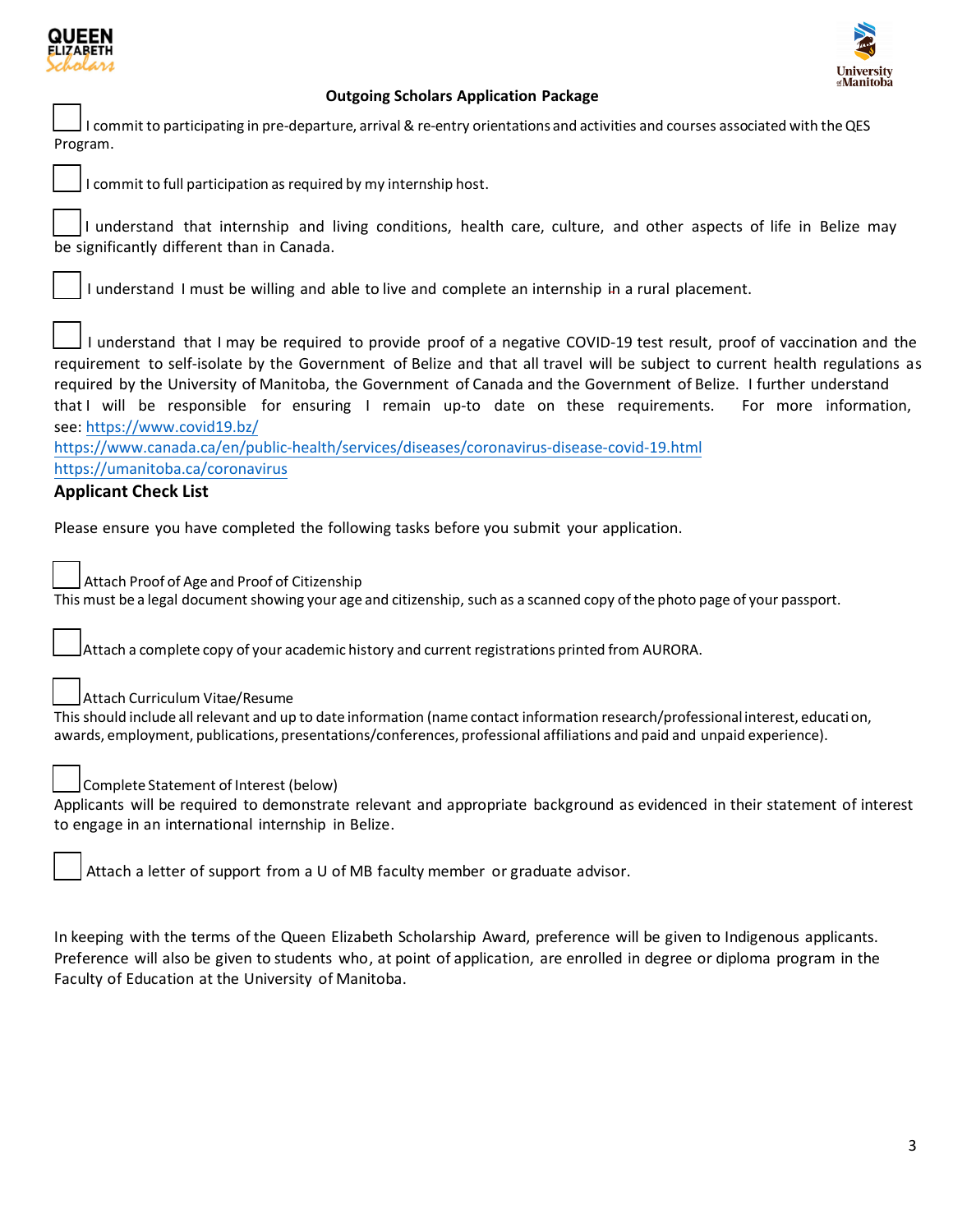**Outgoing Scholars Application Package**

- [ ] I commit to participating in pre-departure, arrival & re-entry orientations and activities and courses associated with the QES Program.

- [ ] I commit to full participation as required by my internship host.

- [ ] I understand that internship and living conditions, health care, culture, and other aspects of life in Belize may be significantly different than in Canada.

- [ ] I understand I must be willing and able to live and complete an internship in a rural placement.

- [ ] I understand that I may be required to provide proof of a negative COVID-19 test result, proof of vaccination and the requirement to self-isolate by the Government of Belize and that all travel will be subject to current health regulations as required by the University of Manitoba, the Government of Canada and the Government of Belize. I further understand that I will be responsible for ensuring I remain up-to date on these requirements. For more information, see: https://www.covid19.bz/
https://www.canada.ca/en/public-health/services/diseases/coronavirus-disease-covid-19.html
https://umanitoba.ca/coronavirus

### Applicant Check List

Please ensure you have completed the following tasks before you submit your application.

- [ ] Attach Proof of Age and Proof of Citizenship
This must be a legal document showing your age and citizenship, such as a scanned copy of the photo page of your passport.

- [ ] Attach a complete copy of your academic history and current registrations printed from AURORA.

- [ ] Attach Curriculum Vitae/Resume
This should include all relevant and up to date information (name contact information research/professional interest, education, awards, employment, publications, presentations/conferences, professional affiliations and paid and unpaid experience).

- [ ] Complete Statement of Interest (below)
Applicants will be required to demonstrate relevant and appropriate background as evidenced in their statement of interest to engage in an international internship in Belize.

- [ ] Attach a letter of support from a U of MB faculty member or graduate advisor.

In keeping with the terms of the Queen Elizabeth Scholarship Award, preference will be given to Indigenous applicants. Preference will also be given to students who, at point of application, are enrolled in degree or diploma program in the Faculty of Education at the University of Manitoba.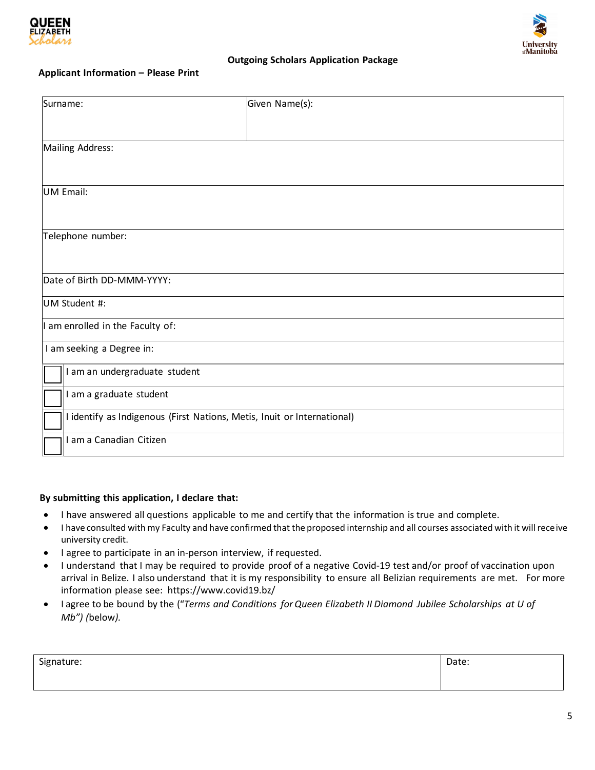**Outgoing Scholars Application Package**

**Applicant Information – Please Print**

| Surname: | Given Name(s): |
|---|---|
| Mailing Address: | |
| UM Email: | |
| Telephone number: | |
| Date of Birth DD-MMM-YYYY: | |
| UM Student #: | |
| I am enrolled in the Faculty of: | |
| I am seeking a Degree in: | |

| | |
|---|---|
| ☐ | I am an undergraduate student |
| ☐ | I am a graduate student |
| ☐ | I identify as Indigenous (First Nations, Metis, Inuit or International) |
| ☐ | I am a Canadian Citizen |

**By submitting this application, I declare that:**

- I have answered all questions applicable to me and certify that the information is true and complete.
- I have consulted with my Faculty and have confirmed that the proposed internship and all courses associated with it will receive university credit.
- I agree to participate in an in-person interview, if requested.
- I understand that I may be required to provide proof of a negative Covid-19 test and/or proof of vaccination upon arrival in Belize. I also understand that it is my responsibility to ensure all Belizian requirements are met. For more information please see: https://www.covid19.bz/
- I agree to be bound by the ("*Terms and Conditions for Queen Elizabeth II Diamond Jubilee Scholarships at U of Mb") (*below*).*

| Signature: | Date: |
|---|---|
| | |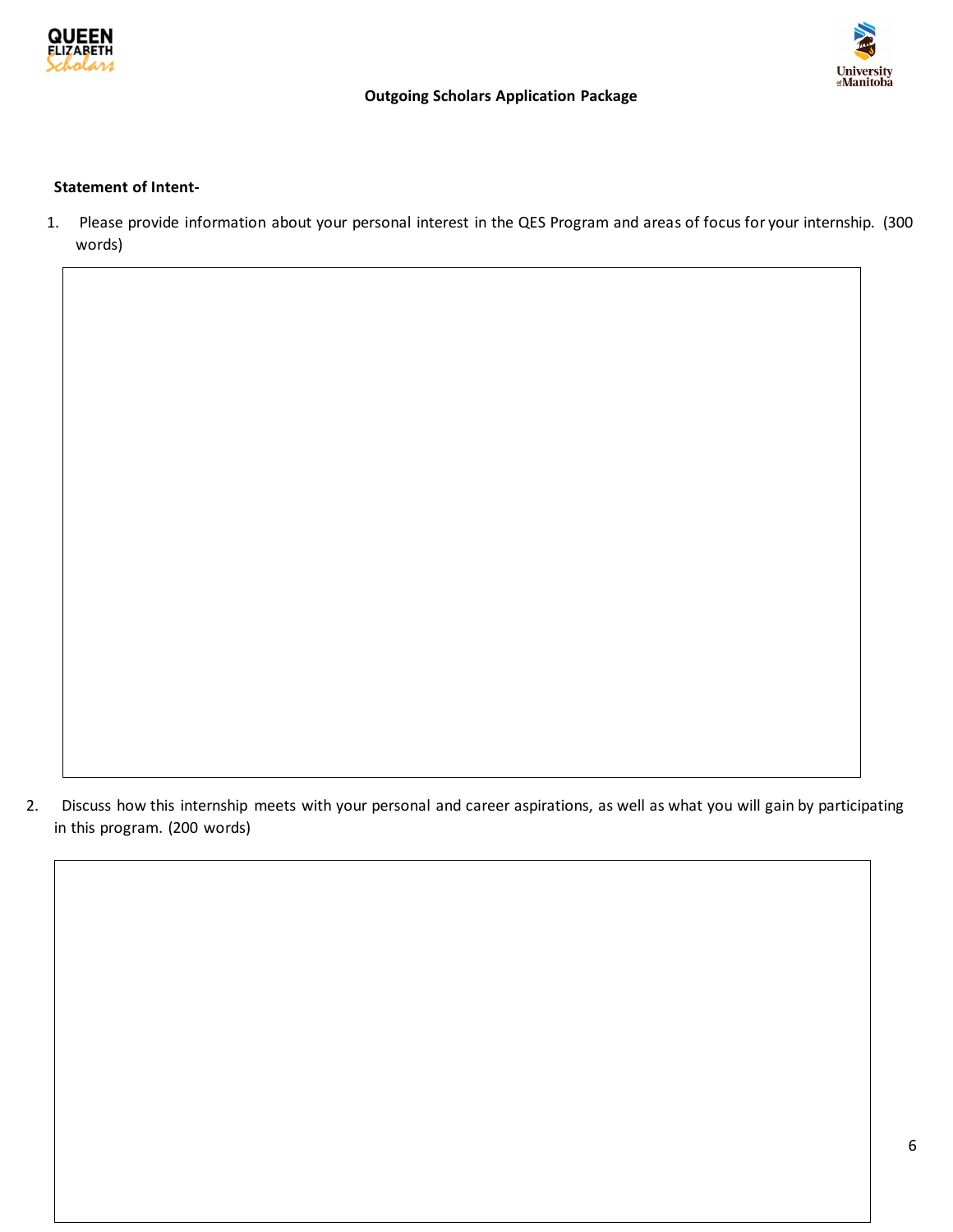**Outgoing Scholars Application Package**

**Statement of Intent-**

1. Please provide information about your personal interest in the QES Program and areas of focus for your internship. (300 words)

2. Discuss how this internship meets with your personal and career aspirations, as well as what you will gain by participating in this program. (200 words)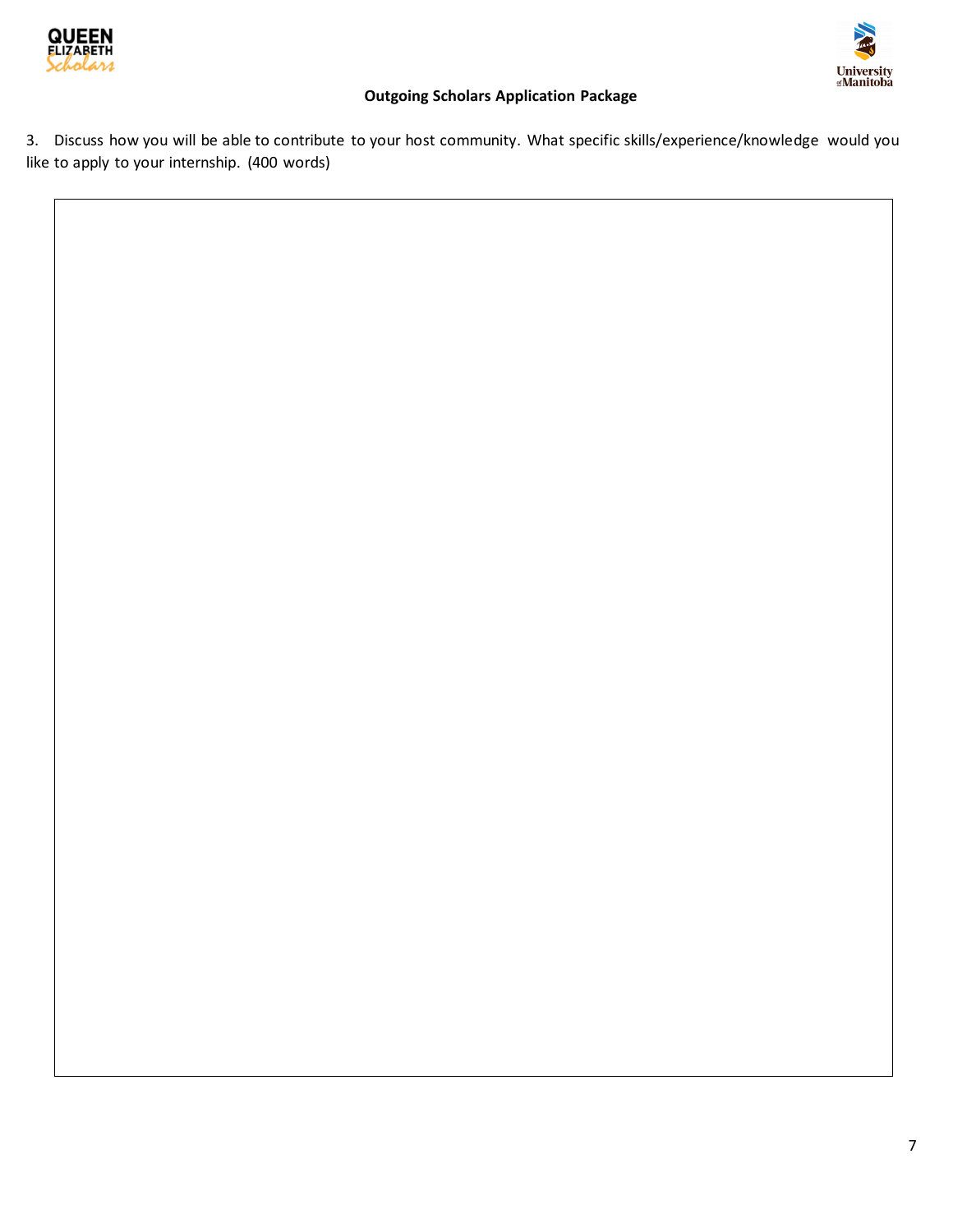**Outgoing Scholars Application Package**

3. Discuss how you will be able to contribute to your host community. What specific skills/experience/knowledge would you like to apply to your internship. (400 words)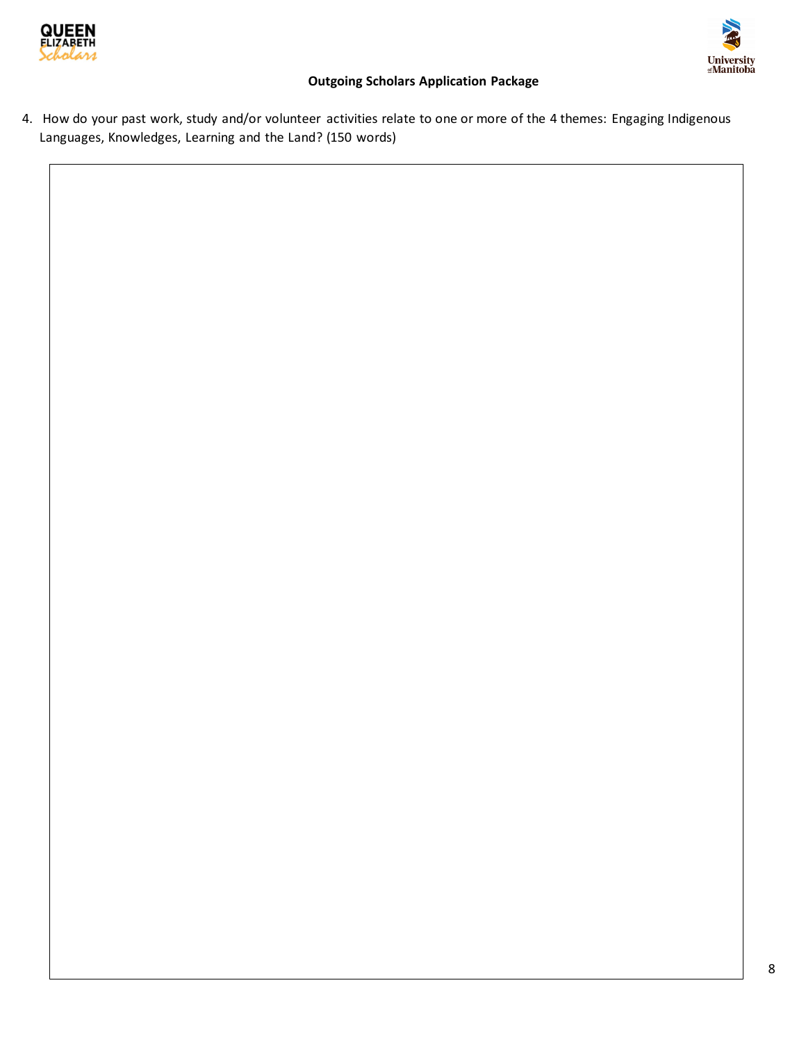4. How do your past work, study and/or volunteer activities relate to one or more of the 4 themes: Engaging Indigenous Languages, Knowledges, Learning and the Land? (150 words)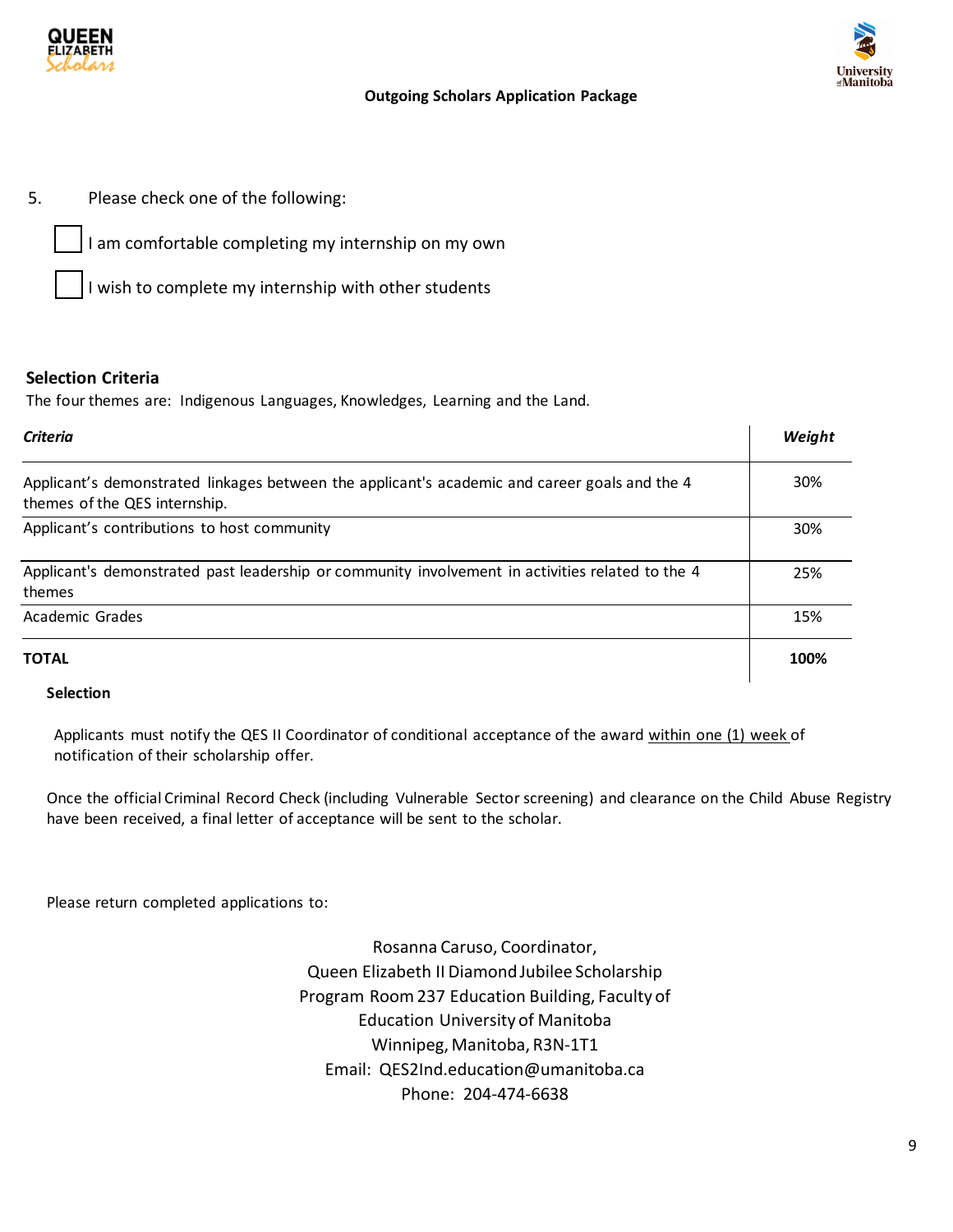5. Please check one of the following:

☐ I am comfortable completing my internship on my own

☐ I wish to complete my internship with other students

**Selection Criteria**

The four themes are: Indigenous Languages, Knowledges, Learning and the Land.

| *Criteria* | *Weight* |
|---|---|
| Applicant's demonstrated linkages between the applicant's academic and career goals and the 4 themes of the QES internship. | 30% |
| Applicant's contributions to host community | 30% |
| Applicant's demonstrated past leadership or community involvement in activities related to the 4 themes | 25% |
| Academic Grades | 15% |
| **TOTAL** | **100%** |

**Selection**

Applicants must notify the QES II Coordinator of conditional acceptance of the award within one (1) week of notification of their scholarship offer.

Once the official Criminal Record Check (including Vulnerable Sector screening) and clearance on the Child Abuse Registry have been received, a final letter of acceptance will be sent to the scholar.

Please return completed applications to:

Rosanna Caruso, Coordinator,
Queen Elizabeth II Diamond Jubilee Scholarship
Program Room 237 Education Building, Faculty of
Education University of Manitoba
Winnipeg, Manitoba, R3N-1T1
Email: QES2Ind.education@umanitoba.ca
Phone: 204-474-6638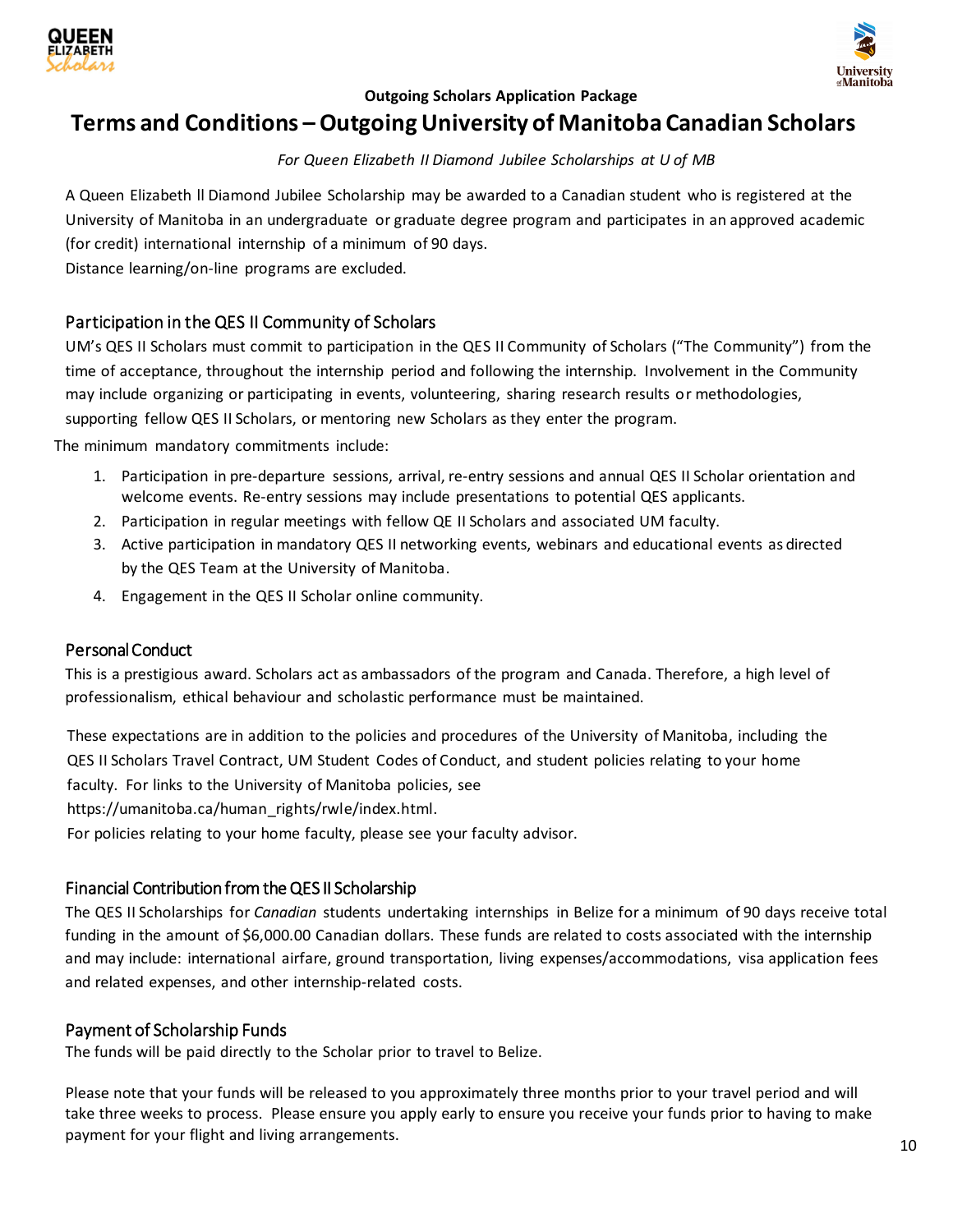**Outgoing Scholars Application Package**

# Terms and Conditions – Outgoing University of Manitoba Canadian Scholars

*For Queen Elizabeth II Diamond Jubilee Scholarships at U of MB*

A Queen Elizabeth ll Diamond Jubilee Scholarship may be awarded to a Canadian student who is registered at the University of Manitoba in an undergraduate or graduate degree program and participates in an approved academic (for credit) international internship of a minimum of 90 days.
Distance learning/on-line programs are excluded.

## Participation in the QES II Community of Scholars

UM's QES II Scholars must commit to participation in the QES II Community of Scholars ("The Community") from the time of acceptance, throughout the internship period and following the internship. Involvement in the Community may include organizing or participating in events, volunteering, sharing research results or methodologies, supporting fellow QES II Scholars, or mentoring new Scholars as they enter the program.

The minimum mandatory commitments include:

1. Participation in pre-departure sessions, arrival, re-entry sessions and annual QES II Scholar orientation and welcome events. Re-entry sessions may include presentations to potential QES applicants.
2. Participation in regular meetings with fellow QE II Scholars and associated UM faculty.
3. Active participation in mandatory QES II networking events, webinars and educational events as directed by the QES Team at the University of Manitoba.
4. Engagement in the QES II Scholar online community.

## Personal Conduct

This is a prestigious award. Scholars act as ambassadors of the program and Canada. Therefore, a high level of professionalism, ethical behaviour and scholastic performance must be maintained.

These expectations are in addition to the policies and procedures of the University of Manitoba, including the QES II Scholars Travel Contract, UM Student Codes of Conduct, and student policies relating to your home faculty. For links to the University of Manitoba policies, see https://umanitoba.ca/human_rights/rwle/index.html.
For policies relating to your home faculty, please see your faculty advisor.

## Financial Contribution from the QES II Scholarship

The QES II Scholarships for *Canadian* students undertaking internships in Belize for a minimum of 90 days receive total funding in the amount of $6,000.00 Canadian dollars. These funds are related to costs associated with the internship and may include: international airfare, ground transportation, living expenses/accommodations, visa application fees and related expenses, and other internship-related costs.

## Payment of Scholarship Funds

The funds will be paid directly to the Scholar prior to travel to Belize.

Please note that your funds will be released to you approximately three months prior to your travel period and will take three weeks to process. Please ensure you apply early to ensure you receive your funds prior to having to make payment for your flight and living arrangements.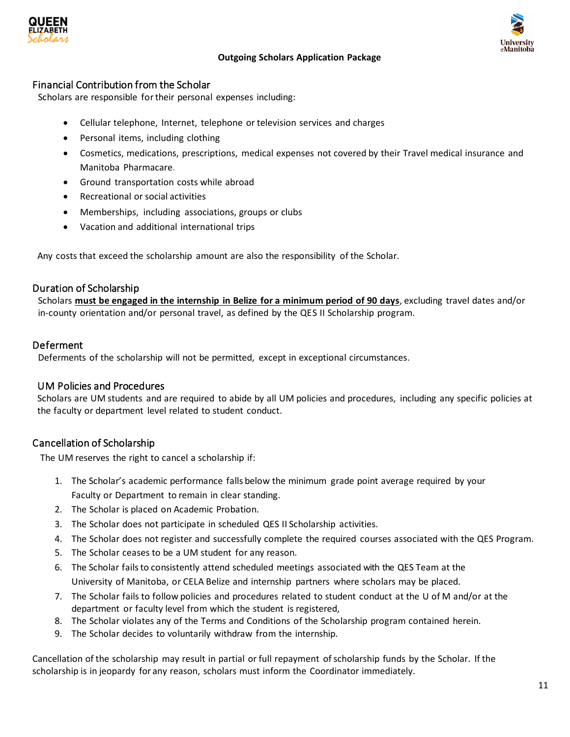**Outgoing Scholars Application Package**

## Financial Contribution from the Scholar

Scholars are responsible for their personal expenses including:

- Cellular telephone, Internet, telephone or television services and charges
- Personal items, including clothing
- Cosmetics, medications, prescriptions, medical expenses not covered by their Travel medical insurance and Manitoba Pharmacare.
- Ground transportation costs while abroad
- Recreational or social activities
- Memberships, including associations, groups or clubs
- Vacation and additional international trips

Any costs that exceed the scholarship amount are also the responsibility of the Scholar.

## Duration of Scholarship

Scholars **must be engaged in the internship in Belize for a minimum period of 90 days**, excluding travel dates and/or in-county orientation and/or personal travel, as defined by the QES II Scholarship program.

## Deferment

Deferments of the scholarship will not be permitted, except in exceptional circumstances.

## UM Policies and Procedures

Scholars are UM students and are required to abide by all UM policies and procedures, including any specific policies at the faculty or department level related to student conduct.

## Cancellation of Scholarship

The UM reserves the right to cancel a scholarship if:

1. The Scholar's academic performance falls below the minimum grade point average required by your Faculty or Department to remain in clear standing.
2. The Scholar is placed on Academic Probation.
3. The Scholar does not participate in scheduled QES II Scholarship activities.
4. The Scholar does not register and successfully complete the required courses associated with the QES Program.
5. The Scholar ceases to be a UM student for any reason.
6. The Scholar fails to consistently attend scheduled meetings associated with the QES Team at the University of Manitoba, or CELA Belize and internship partners where scholars may be placed.
7. The Scholar fails to follow policies and procedures related to student conduct at the U of M and/or at the department or faculty level from which the student is registered,
8. The Scholar violates any of the Terms and Conditions of the Scholarship program contained herein.
9. The Scholar decides to voluntarily withdraw from the internship.

Cancellation of the scholarship may result in partial or full repayment of scholarship funds by the Scholar. If the scholarship is in jeopardy for any reason, scholars must inform the Coordinator immediately.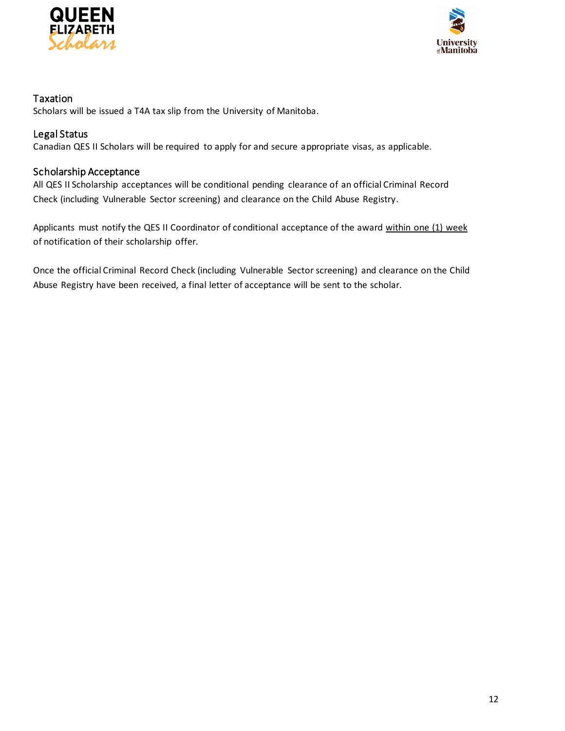## Taxation

Scholars will be issued a T4A tax slip from the University of Manitoba.

## Legal Status

Canadian QES II Scholars will be required to apply for and secure appropriate visas, as applicable.

## Scholarship Acceptance

All QES II Scholarship acceptances will be conditional pending clearance of an official Criminal Record Check (including Vulnerable Sector screening) and clearance on the Child Abuse Registry.

Applicants must notify the QES II Coordinator of conditional acceptance of the award <u>within one (1) week</u> of notification of their scholarship offer.

Once the official Criminal Record Check (including Vulnerable Sector screening) and clearance on the Child Abuse Registry have been received, a final letter of acceptance will be sent to the scholar.